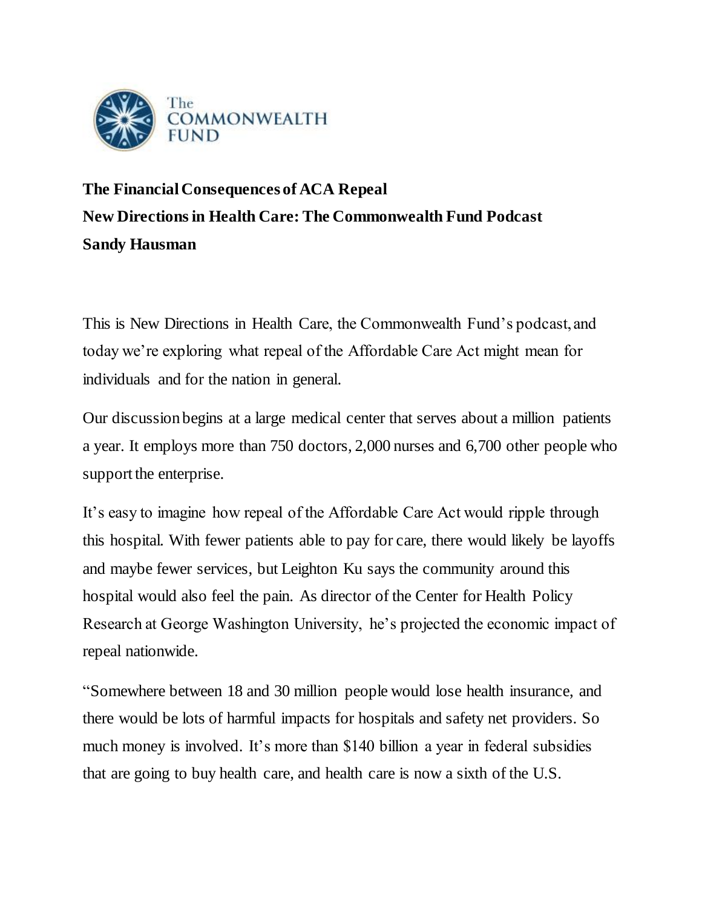**The Financial Consequences of ACA Repeal**
**New Directions in Health Care: The Commonwealth Fund Podcast**
**Sandy Hausman**

This is New Directions in Health Care, the Commonwealth Fund's podcast, and today we're exploring what repeal of the Affordable Care Act might mean for individuals and for the nation in general.

Our discussion begins at a large medical center that serves about a million patients a year. It employs more than 750 doctors, 2,000 nurses and 6,700 other people who support the enterprise.

It's easy to imagine how repeal of the Affordable Care Act would ripple through this hospital. With fewer patients able to pay for care, there would likely be layoffs and maybe fewer services, but Leighton Ku says the community around this hospital would also feel the pain. As director of the Center for Health Policy Research at George Washington University, he's projected the economic impact of repeal nationwide.

"Somewhere between 18 and 30 million people would lose health insurance, and there would be lots of harmful impacts for hospitals and safety net providers. So much money is involved. It's more than $140 billion a year in federal subsidies that are going to buy health care, and health care is now a sixth of the U.S.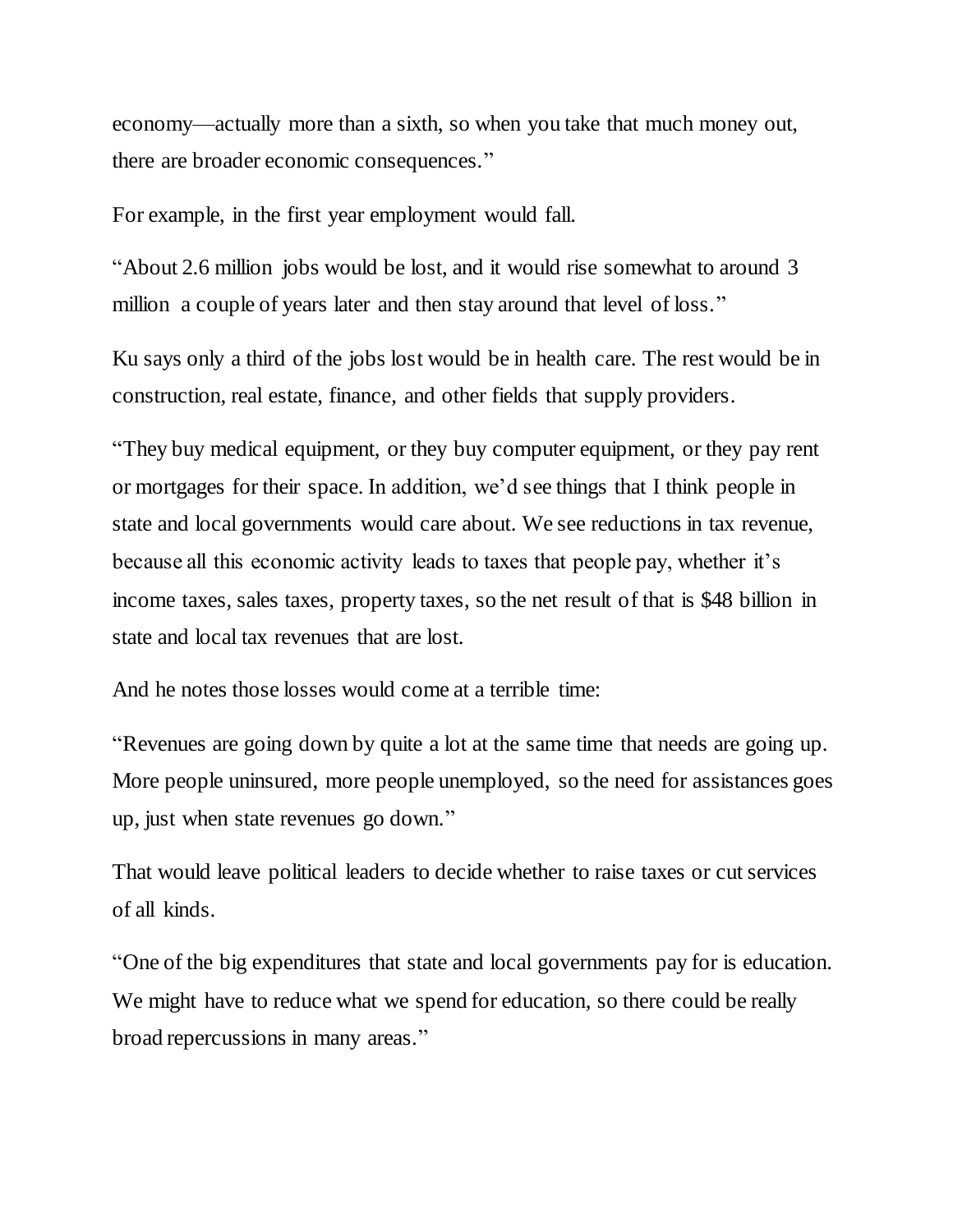economy—actually more than a sixth, so when you take that much money out, there are broader economic consequences."

For example, in the first year employment would fall.

"About 2.6 million jobs would be lost, and it would rise somewhat to around 3 million a couple of years later and then stay around that level of loss."

Ku says only a third of the jobs lost would be in health care. The rest would be in construction, real estate, finance, and other fields that supply providers.

"They buy medical equipment, or they buy computer equipment, or they pay rent or mortgages for their space. In addition, we'd see things that I think people in state and local governments would care about. We see reductions in tax revenue, because all this economic activity leads to taxes that people pay, whether it's income taxes, sales taxes, property taxes, so the net result of that is $48 billion in state and local tax revenues that are lost.

And he notes those losses would come at a terrible time:

"Revenues are going down by quite a lot at the same time that needs are going up. More people uninsured, more people unemployed, so the need for assistances goes up, just when state revenues go down."

That would leave political leaders to decide whether to raise taxes or cut services of all kinds.

"One of the big expenditures that state and local governments pay for is education. We might have to reduce what we spend for education, so there could be really broad repercussions in many areas."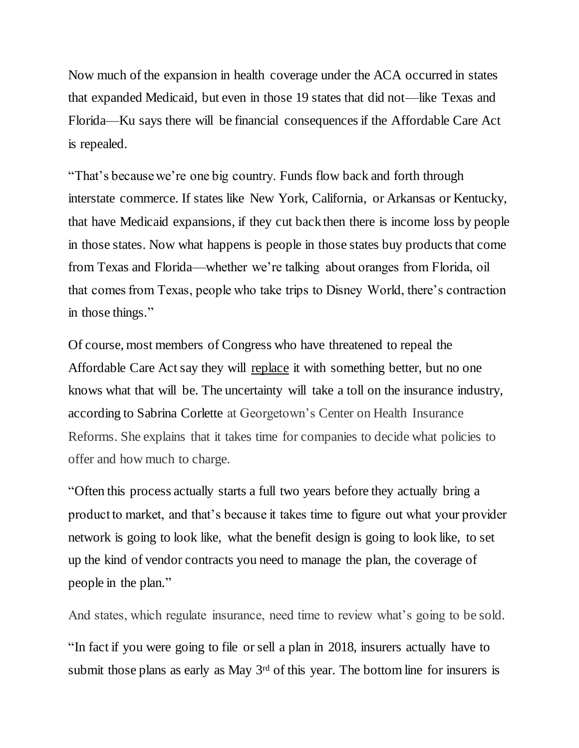Now much of the expansion in health coverage under the ACA occurred in states that expanded Medicaid, but even in those 19 states that did not—like Texas and Florida—Ku says there will be financial consequences if the Affordable Care Act is repealed.

"That's because we're one big country. Funds flow back and forth through interstate commerce. If states like New York, California, or Arkansas or Kentucky, that have Medicaid expansions, if they cut back then there is income loss by people in those states. Now what happens is people in those states buy products that come from Texas and Florida—whether we're talking about oranges from Florida, oil that comes from Texas, people who take trips to Disney World, there's contraction in those things."

Of course, most members of Congress who have threatened to repeal the Affordable Care Act say they will replace it with something better, but no one knows what that will be. The uncertainty will take a toll on the insurance industry, according to Sabrina Corlette at Georgetown's Center on Health Insurance Reforms. She explains that it takes time for companies to decide what policies to offer and how much to charge.

"Often this process actually starts a full two years before they actually bring a product to market, and that's because it takes time to figure out what your provider network is going to look like, what the benefit design is going to look like, to set up the kind of vendor contracts you need to manage the plan, the coverage of people in the plan."

And states, which regulate insurance, need time to review what's going to be sold.

"In fact if you were going to file or sell a plan in 2018, insurers actually have to submit those plans as early as May 3rd of this year. The bottom line for insurers is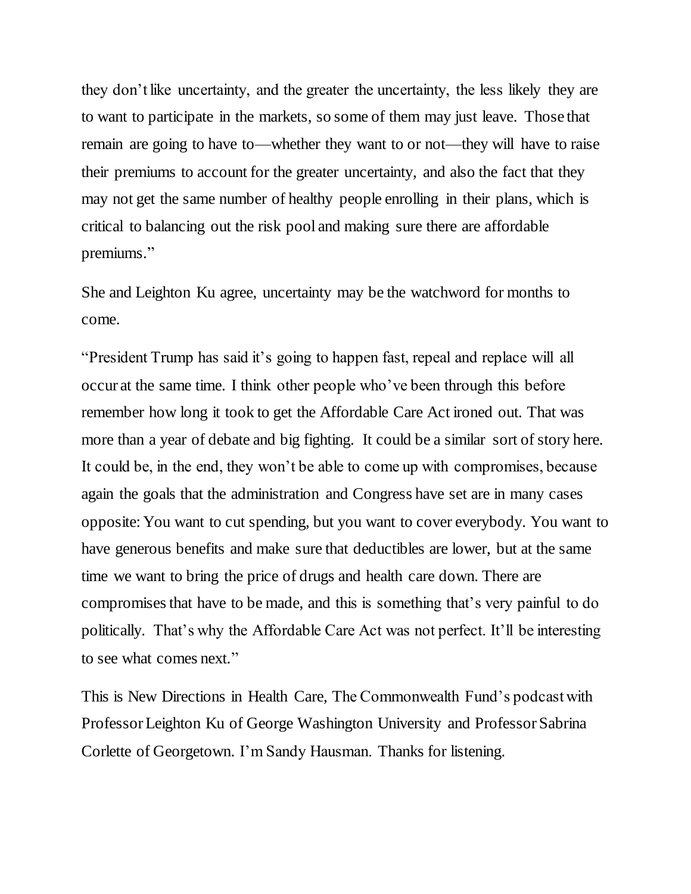they don't like uncertainty, and the greater the uncertainty, the less likely they are to want to participate in the markets, so some of them may just leave. Those that remain are going to have to—whether they want to or not—they will have to raise their premiums to account for the greater uncertainty, and also the fact that they may not get the same number of healthy people enrolling in their plans, which is critical to balancing out the risk pool and making sure there are affordable premiums."

She and Leighton Ku agree, uncertainty may be the watchword for months to come.

"President Trump has said it's going to happen fast, repeal and replace will all occur at the same time. I think other people who've been through this before remember how long it took to get the Affordable Care Act ironed out. That was more than a year of debate and big fighting. It could be a similar sort of story here. It could be, in the end, they won't be able to come up with compromises, because again the goals that the administration and Congress have set are in many cases opposite: You want to cut spending, but you want to cover everybody. You want to have generous benefits and make sure that deductibles are lower, but at the same time we want to bring the price of drugs and health care down. There are compromises that have to be made, and this is something that's very painful to do politically. That's why the Affordable Care Act was not perfect. It'll be interesting to see what comes next."

This is New Directions in Health Care, The Commonwealth Fund's podcast with Professor Leighton Ku of George Washington University and Professor Sabrina Corlette of Georgetown. I'm Sandy Hausman. Thanks for listening.